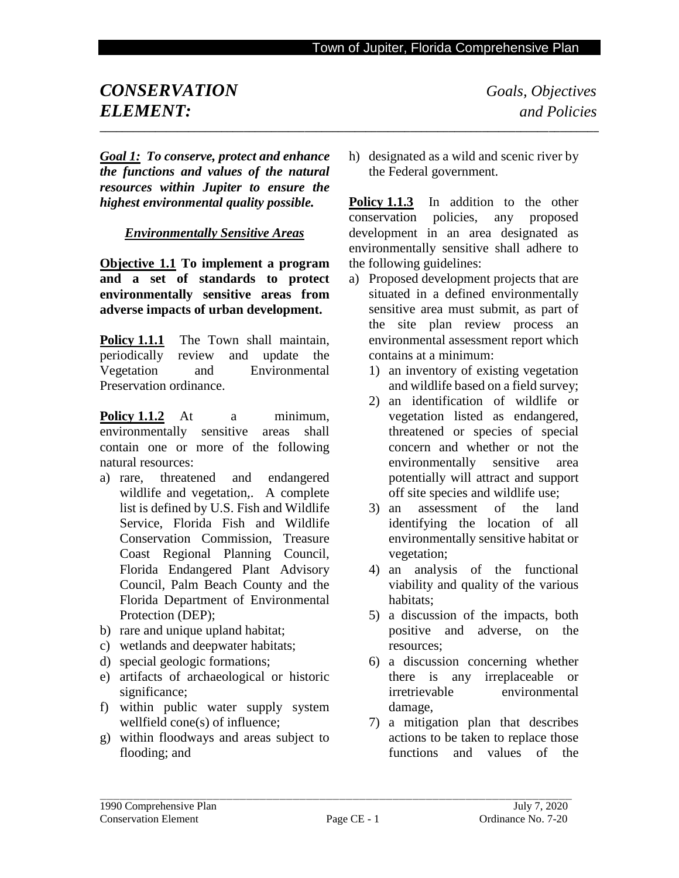# *CONSERVATION ELEMENT:* *Goals, Objectives and Policies*

***Goal 1:*** ***To conserve, protect and enhance the functions and values of the natural resources within Jupiter to ensure the highest environmental quality possible.***

## *Environmentally Sensitive Areas*

**Objective 1.1 To implement a program and a set of standards to protect environmentally sensitive areas from adverse impacts of urban development.**

**Policy 1.1.1** The Town shall maintain, periodically review and update the Vegetation and Environmental Preservation ordinance.

**Policy 1.1.2** At a minimum, environmentally sensitive areas shall contain one or more of the following natural resources:

a) rare, threatened and endangered wildlife and vegetation,. A complete list is defined by U.S. Fish and Wildlife Service, Florida Fish and Wildlife Conservation Commission, Treasure Coast Regional Planning Council, Florida Endangered Plant Advisory Council, Palm Beach County and the Florida Department of Environmental Protection (DEP);
b) rare and unique upland habitat;
c) wetlands and deepwater habitats;
d) special geologic formations;
e) artifacts of archaeological or historic significance;
f) within public water supply system wellfield cone(s) of influence;
g) within floodways and areas subject to flooding; and
h) designated as a wild and scenic river by the Federal government.

**Policy 1.1.3** In addition to the other conservation policies, any proposed development in an area designated as environmentally sensitive shall adhere to the following guidelines:

a) Proposed development projects that are situated in a defined environmentally sensitive area must submit, as part of the site plan review process an environmental assessment report which contains at a minimum:
   1) an inventory of existing vegetation and wildlife based on a field survey;
   2) an identification of wildlife or vegetation listed as endangered, threatened or species of special concern and whether or not the environmentally sensitive area potentially will attract and support off site species and wildlife use;
   3) an assessment of the land identifying the location of all environmentally sensitive habitat or vegetation;
   4) an analysis of the functional viability and quality of the various habitats;
   5) a discussion of the impacts, both positive and adverse, on the resources;
   6) a discussion concerning whether there is any irreplaceable or irretrievable environmental damage,
   7) a mitigation plan that describes actions to be taken to replace those functions and values of the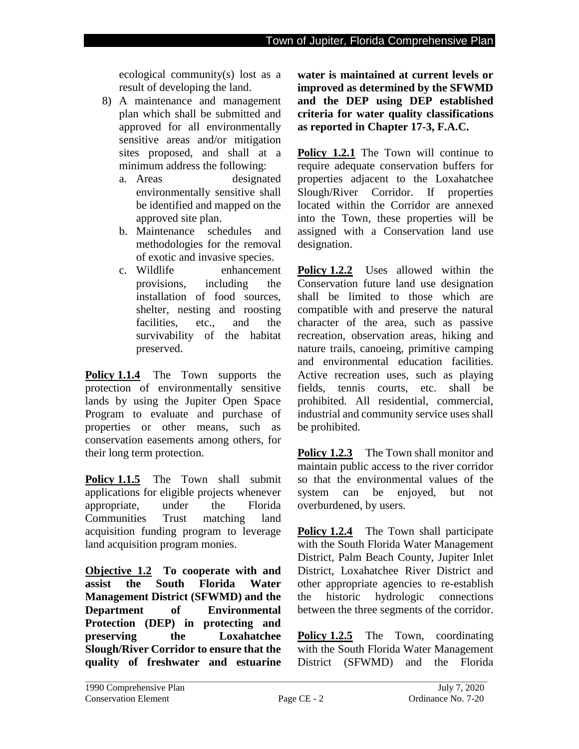ecological community(s) lost as a result of developing the land.

8) A maintenance and management plan which shall be submitted and approved for all environmentally sensitive areas and/or mitigation sites proposed, and shall at a minimum address the following:
   a. Areas designated environmentally sensitive shall be identified and mapped on the approved site plan.
   b. Maintenance schedules and methodologies for the removal of exotic and invasive species.
   c. Wildlife enhancement provisions, including the installation of food sources, shelter, nesting and roosting facilities, etc., and the survivability of the habitat preserved.

**<u>Policy 1.1.4</u>** The Town supports the protection of environmentally sensitive lands by using the Jupiter Open Space Program to evaluate and purchase of properties or other means, such as conservation easements among others, for their long term protection.

**<u>Policy 1.1.5</u>** The Town shall submit applications for eligible projects whenever appropriate, under the Florida Communities Trust matching land acquisition funding program to leverage land acquisition program monies.

**<u>Objective 1.2</u> To cooperate with and assist the South Florida Water Management District (SFWMD) and the Department of Environmental Protection (DEP) in protecting and preserving the Loxahatchee Slough/River Corridor to ensure that the quality of freshwater and estuarine water is maintained at current levels or improved as determined by the SFWMD and the DEP using DEP established criteria for water quality classifications as reported in Chapter 17-3, F.A.C.**

**<u>Policy 1.2.1</u>** The Town will continue to require adequate conservation buffers for properties adjacent to the Loxahatchee Slough/River Corridor. If properties located within the Corridor are annexed into the Town, these properties will be assigned with a Conservation land use designation.

**<u>Policy 1.2.2</u>** Uses allowed within the Conservation future land use designation shall be limited to those which are compatible with and preserve the natural character of the area, such as passive recreation, observation areas, hiking and nature trails, canoeing, primitive camping and environmental education facilities. Active recreation uses, such as playing fields, tennis courts, etc. shall be prohibited. All residential, commercial, industrial and community service uses shall be prohibited.

**<u>Policy 1.2.3</u>** The Town shall monitor and maintain public access to the river corridor so that the environmental values of the system can be enjoyed, but not overburdened, by users.

**<u>Policy 1.2.4</u>** The Town shall participate with the South Florida Water Management District, Palm Beach County, Jupiter Inlet District, Loxahatchee River District and other appropriate agencies to re-establish the historic hydrologic connections between the three segments of the corridor.

**<u>Policy 1.2.5</u>** The Town, coordinating with the South Florida Water Management District (SFWMD) and the Florida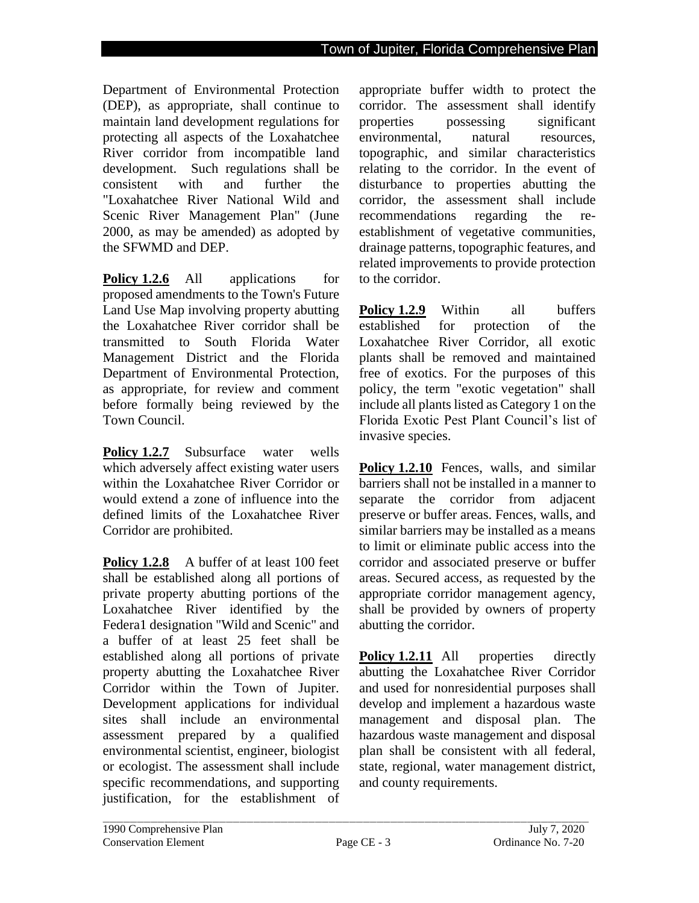Department of Environmental Protection (DEP), as appropriate, shall continue to maintain land development regulations for protecting all aspects of the Loxahatchee River corridor from incompatible land development. Such regulations shall be consistent with and further the "Loxahatchee River National Wild and Scenic River Management Plan" (June 2000, as may be amended) as adopted by the SFWMD and DEP.

**Policy 1.2.6** All applications for proposed amendments to the Town's Future Land Use Map involving property abutting the Loxahatchee River corridor shall be transmitted to South Florida Water Management District and the Florida Department of Environmental Protection, as appropriate, for review and comment before formally being reviewed by the Town Council.

**Policy 1.2.7** Subsurface water wells which adversely affect existing water users within the Loxahatchee River Corridor or would extend a zone of influence into the defined limits of the Loxahatchee River Corridor are prohibited.

**Policy 1.2.8** A buffer of at least 100 feet shall be established along all portions of private property abutting portions of the Loxahatchee River identified by the Federa1 designation "Wild and Scenic" and a buffer of at least 25 feet shall be established along all portions of private property abutting the Loxahatchee River Corridor within the Town of Jupiter. Development applications for individual sites shall include an environmental assessment prepared by a qualified environmental scientist, engineer, biologist or ecologist. The assessment shall include specific recommendations, and supporting justification, for the establishment of appropriate buffer width to protect the corridor. The assessment shall identify properties possessing significant environmental, natural resources, topographic, and similar characteristics relating to the corridor. In the event of disturbance to properties abutting the corridor, the assessment shall include recommendations regarding the re-establishment of vegetative communities, drainage patterns, topographic features, and related improvements to provide protection to the corridor.

**Policy 1.2.9** Within all buffers established for protection of the Loxahatchee River Corridor, all exotic plants shall be removed and maintained free of exotics. For the purposes of this policy, the term "exotic vegetation" shall include all plants listed as Category 1 on the Florida Exotic Pest Plant Council's list of invasive species.

**Policy 1.2.10** Fences, walls, and similar barriers shall not be installed in a manner to separate the corridor from adjacent preserve or buffer areas. Fences, walls, and similar barriers may be installed as a means to limit or eliminate public access into the corridor and associated preserve or buffer areas. Secured access, as requested by the appropriate corridor management agency, shall be provided by owners of property abutting the corridor.

**Policy 1.2.11** All properties directly abutting the Loxahatchee River Corridor and used for nonresidential purposes shall develop and implement a hazardous waste management and disposal plan. The hazardous waste management and disposal plan shall be consistent with all federal, state, regional, water management district, and county requirements.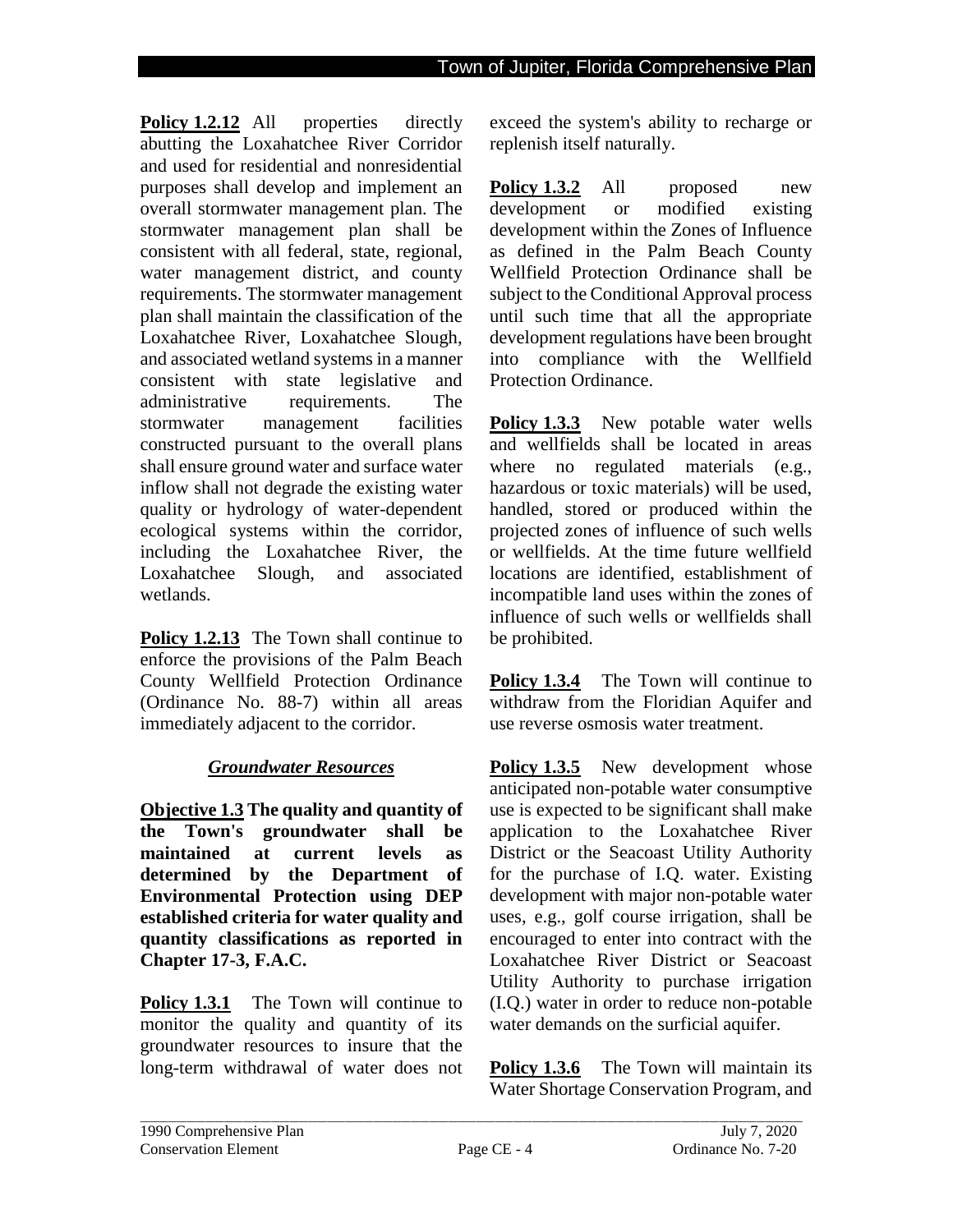**Policy 1.2.12** All properties directly abutting the Loxahatchee River Corridor and used for residential and nonresidential purposes shall develop and implement an overall stormwater management plan. The stormwater management plan shall be consistent with all federal, state, regional, water management district, and county requirements. The stormwater management plan shall maintain the classification of the Loxahatchee River, Loxahatchee Slough, and associated wetland systems in a manner consistent with state legislative and administrative requirements. The stormwater management facilities constructed pursuant to the overall plans shall ensure ground water and surface water inflow shall not degrade the existing water quality or hydrology of water-dependent ecological systems within the corridor, including the Loxahatchee River, the Loxahatchee Slough, and associated wetlands.

**Policy 1.2.13** The Town shall continue to enforce the provisions of the Palm Beach County Wellfield Protection Ordinance (Ordinance No. 88-7) within all areas immediately adjacent to the corridor.

### *Groundwater Resources*

**Objective 1.3 The quality and quantity of the Town's groundwater shall be maintained at current levels as determined by the Department of Environmental Protection using DEP established criteria for water quality and quantity classifications as reported in Chapter 17-3, F.A.C.**

**Policy 1.3.1** The Town will continue to monitor the quality and quantity of its groundwater resources to insure that the long-term withdrawal of water does not exceed the system's ability to recharge or replenish itself naturally.

**Policy 1.3.2** All proposed new development or modified existing development within the Zones of Influence as defined in the Palm Beach County Wellfield Protection Ordinance shall be subject to the Conditional Approval process until such time that all the appropriate development regulations have been brought into compliance with the Wellfield Protection Ordinance.

**Policy 1.3.3** New potable water wells and wellfields shall be located in areas where no regulated materials (e.g., hazardous or toxic materials) will be used, handled, stored or produced within the projected zones of influence of such wells or wellfields. At the time future wellfield locations are identified, establishment of incompatible land uses within the zones of influence of such wells or wellfields shall be prohibited.

**Policy 1.3.4** The Town will continue to withdraw from the Floridian Aquifer and use reverse osmosis water treatment.

**Policy 1.3.5** New development whose anticipated non-potable water consumptive use is expected to be significant shall make application to the Loxahatchee River District or the Seacoast Utility Authority for the purchase of I.Q. water. Existing development with major non-potable water uses, e.g., golf course irrigation, shall be encouraged to enter into contract with the Loxahatchee River District or Seacoast Utility Authority to purchase irrigation (I.Q.) water in order to reduce non-potable water demands on the surficial aquifer.

**Policy 1.3.6** The Town will maintain its Water Shortage Conservation Program, and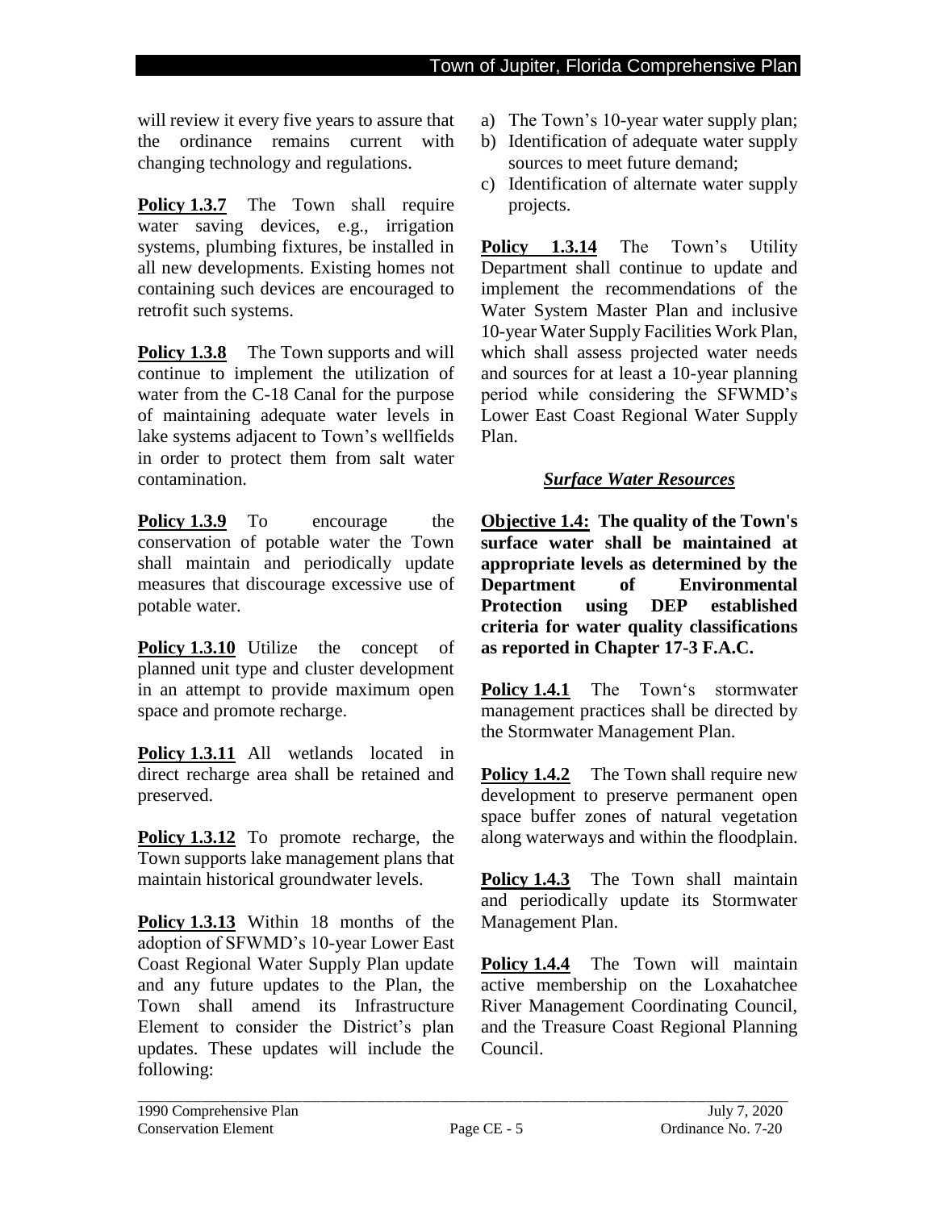will review it every five years to assure that the ordinance remains current with changing technology and regulations.

**Policy 1.3.7** The Town shall require water saving devices, e.g., irrigation systems, plumbing fixtures, be installed in all new developments. Existing homes not containing such devices are encouraged to retrofit such systems.

**Policy 1.3.8** The Town supports and will continue to implement the utilization of water from the C-18 Canal for the purpose of maintaining adequate water levels in lake systems adjacent to Town's wellfields in order to protect them from salt water contamination.

**Policy 1.3.9** To encourage the conservation of potable water the Town shall maintain and periodically update measures that discourage excessive use of potable water.

**Policy 1.3.10** Utilize the concept of planned unit type and cluster development in an attempt to provide maximum open space and promote recharge.

**Policy 1.3.11** All wetlands located in direct recharge area shall be retained and preserved.

**Policy 1.3.12** To promote recharge, the Town supports lake management plans that maintain historical groundwater levels.

**Policy 1.3.13** Within 18 months of the adoption of SFWMD's 10-year Lower East Coast Regional Water Supply Plan update and any future updates to the Plan, the Town shall amend its Infrastructure Element to consider the District's plan updates. These updates will include the following:

a) The Town's 10-year water supply plan;
b) Identification of adequate water supply sources to meet future demand;
c) Identification of alternate water supply projects.

**Policy 1.3.14** The Town's Utility Department shall continue to update and implement the recommendations of the Water System Master Plan and inclusive 10-year Water Supply Facilities Work Plan, which shall assess projected water needs and sources for at least a 10-year planning period while considering the SFWMD's Lower East Coast Regional Water Supply Plan.

### *Surface Water Resources*

**Objective 1.4: The quality of the Town's surface water shall be maintained at appropriate levels as determined by the Department of Environmental Protection using DEP established criteria for water quality classifications as reported in Chapter 17-3 F.A.C.**

**Policy 1.4.1** The Town's stormwater management practices shall be directed by the Stormwater Management Plan.

**Policy 1.4.2** The Town shall require new development to preserve permanent open space buffer zones of natural vegetation along waterways and within the floodplain.

**Policy 1.4.3** The Town shall maintain and periodically update its Stormwater Management Plan.

**Policy 1.4.4** The Town will maintain active membership on the Loxahatchee River Management Coordinating Council, and the Treasure Coast Regional Planning Council.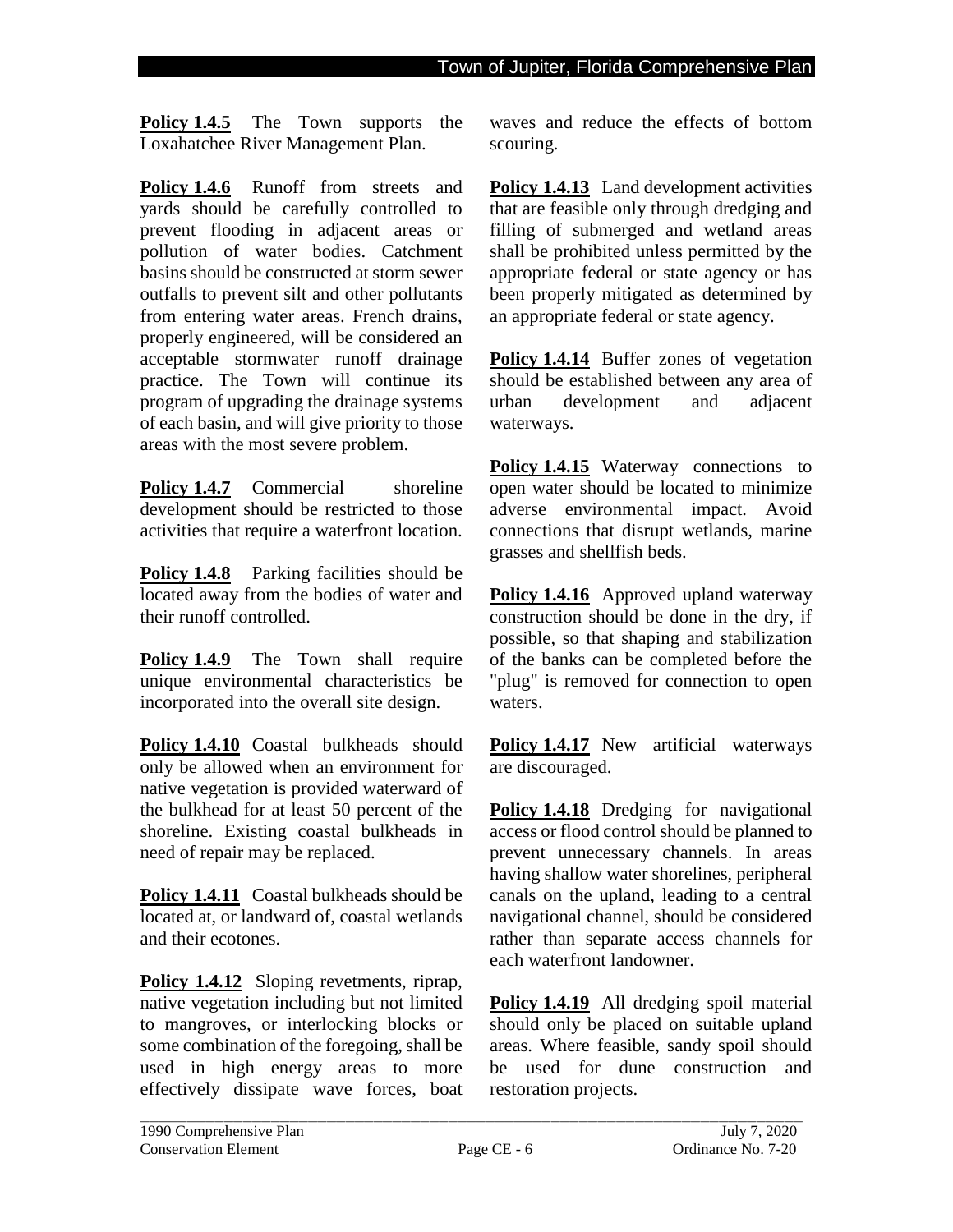**Policy 1.4.5** The Town supports the Loxahatchee River Management Plan.

**Policy 1.4.6** Runoff from streets and yards should be carefully controlled to prevent flooding in adjacent areas or pollution of water bodies. Catchment basins should be constructed at storm sewer outfalls to prevent silt and other pollutants from entering water areas. French drains, properly engineered, will be considered an acceptable stormwater runoff drainage practice. The Town will continue its program of upgrading the drainage systems of each basin, and will give priority to those areas with the most severe problem.

**Policy 1.4.7** Commercial shoreline development should be restricted to those activities that require a waterfront location.

**Policy 1.4.8** Parking facilities should be located away from the bodies of water and their runoff controlled.

**Policy 1.4.9** The Town shall require unique environmental characteristics be incorporated into the overall site design.

**Policy 1.4.10** Coastal bulkheads should only be allowed when an environment for native vegetation is provided waterward of the bulkhead for at least 50 percent of the shoreline. Existing coastal bulkheads in need of repair may be replaced.

**Policy 1.4.11** Coastal bulkheads should be located at, or landward of, coastal wetlands and their ecotones.

**Policy 1.4.12** Sloping revetments, riprap, native vegetation including but not limited to mangroves, or interlocking blocks or some combination of the foregoing, shall be used in high energy areas to more effectively dissipate wave forces, boat waves and reduce the effects of bottom scouring.

**Policy 1.4.13** Land development activities that are feasible only through dredging and filling of submerged and wetland areas shall be prohibited unless permitted by the appropriate federal or state agency or has been properly mitigated as determined by an appropriate federal or state agency.

**Policy 1.4.14** Buffer zones of vegetation should be established between any area of urban development and adjacent waterways.

**Policy 1.4.15** Waterway connections to open water should be located to minimize adverse environmental impact. Avoid connections that disrupt wetlands, marine grasses and shellfish beds.

**Policy 1.4.16** Approved upland waterway construction should be done in the dry, if possible, so that shaping and stabilization of the banks can be completed before the "plug" is removed for connection to open waters.

**Policy 1.4.17** New artificial waterways are discouraged.

**Policy 1.4.18** Dredging for navigational access or flood control should be planned to prevent unnecessary channels. In areas having shallow water shorelines, peripheral canals on the upland, leading to a central navigational channel, should be considered rather than separate access channels for each waterfront landowner.

**Policy 1.4.19** All dredging spoil material should only be placed on suitable upland areas. Where feasible, sandy spoil should be used for dune construction and restoration projects.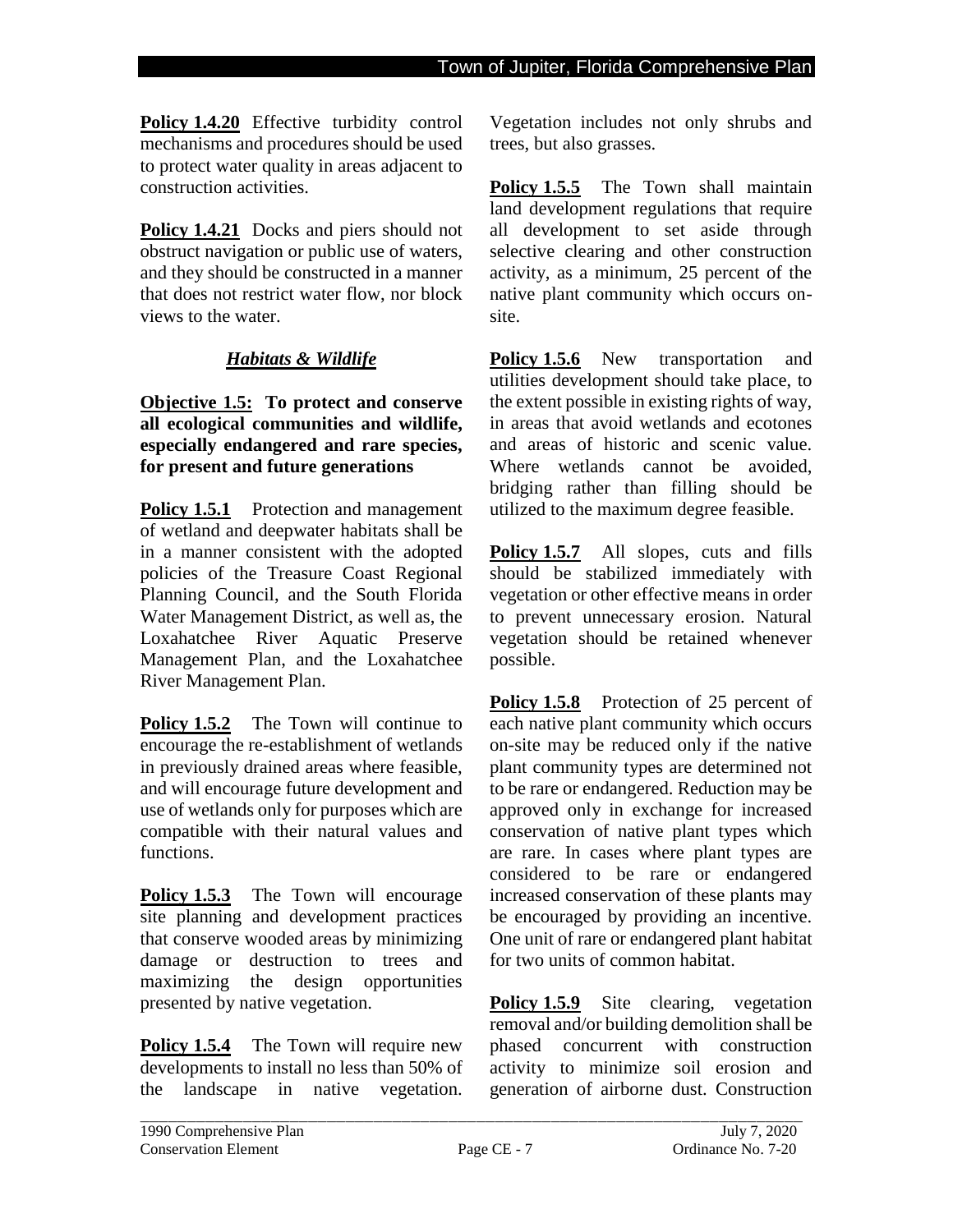**Policy 1.4.20** Effective turbidity control mechanisms and procedures should be used to protect water quality in areas adjacent to construction activities.

**Policy 1.4.21** Docks and piers should not obstruct navigation or public use of waters, and they should be constructed in a manner that does not restrict water flow, nor block views to the water.

## *Habitats & Wildlife*

**Objective 1.5: To protect and conserve all ecological communities and wildlife, especially endangered and rare species, for present and future generations**

**Policy 1.5.1** Protection and management of wetland and deepwater habitats shall be in a manner consistent with the adopted policies of the Treasure Coast Regional Planning Council, and the South Florida Water Management District, as well as, the Loxahatchee River Aquatic Preserve Management Plan, and the Loxahatchee River Management Plan.

**Policy 1.5.2** The Town will continue to encourage the re-establishment of wetlands in previously drained areas where feasible, and will encourage future development and use of wetlands only for purposes which are compatible with their natural values and functions.

**Policy 1.5.3** The Town will encourage site planning and development practices that conserve wooded areas by minimizing damage or destruction to trees and maximizing the design opportunities presented by native vegetation.

**Policy 1.5.4** The Town will require new developments to install no less than 50% of the landscape in native vegetation. Vegetation includes not only shrubs and trees, but also grasses.

**Policy 1.5.5** The Town shall maintain land development regulations that require all development to set aside through selective clearing and other construction activity, as a minimum, 25 percent of the native plant community which occurs on-site.

**Policy 1.5.6** New transportation and utilities development should take place, to the extent possible in existing rights of way, in areas that avoid wetlands and ecotones and areas of historic and scenic value. Where wetlands cannot be avoided, bridging rather than filling should be utilized to the maximum degree feasible.

**Policy 1.5.7** All slopes, cuts and fills should be stabilized immediately with vegetation or other effective means in order to prevent unnecessary erosion. Natural vegetation should be retained whenever possible.

**Policy 1.5.8** Protection of 25 percent of each native plant community which occurs on-site may be reduced only if the native plant community types are determined not to be rare or endangered. Reduction may be approved only in exchange for increased conservation of native plant types which are rare. In cases where plant types are considered to be rare or endangered increased conservation of these plants may be encouraged by providing an incentive. One unit of rare or endangered plant habitat for two units of common habitat.

**Policy 1.5.9** Site clearing, vegetation removal and/or building demolition shall be phased concurrent with construction activity to minimize soil erosion and generation of airborne dust. Construction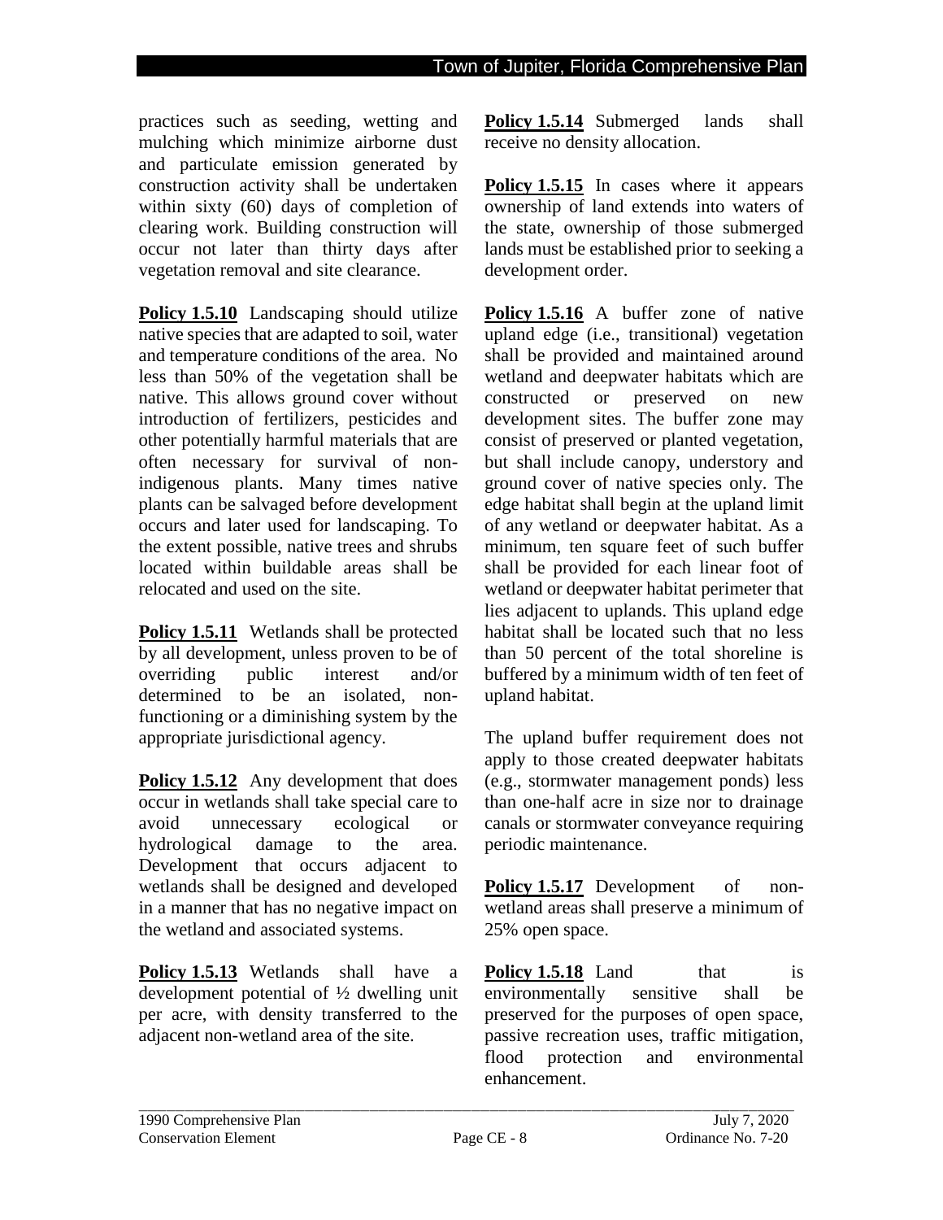practices such as seeding, wetting and mulching which minimize airborne dust and particulate emission generated by construction activity shall be undertaken within sixty (60) days of completion of clearing work. Building construction will occur not later than thirty days after vegetation removal and site clearance.

**Policy 1.5.10** Landscaping should utilize native species that are adapted to soil, water and temperature conditions of the area. No less than 50% of the vegetation shall be native. This allows ground cover without introduction of fertilizers, pesticides and other potentially harmful materials that are often necessary for survival of non-indigenous plants. Many times native plants can be salvaged before development occurs and later used for landscaping. To the extent possible, native trees and shrubs located within buildable areas shall be relocated and used on the site.

**Policy 1.5.11** Wetlands shall be protected by all development, unless proven to be of overriding public interest and/or determined to be an isolated, non-functioning or a diminishing system by the appropriate jurisdictional agency.

**Policy 1.5.12** Any development that does occur in wetlands shall take special care to avoid unnecessary ecological or hydrological damage to the area. Development that occurs adjacent to wetlands shall be designed and developed in a manner that has no negative impact on the wetland and associated systems.

**Policy 1.5.13** Wetlands shall have a development potential of ½ dwelling unit per acre, with density transferred to the adjacent non-wetland area of the site.

**Policy 1.5.14** Submerged lands shall receive no density allocation.

**Policy 1.5.15** In cases where it appears ownership of land extends into waters of the state, ownership of those submerged lands must be established prior to seeking a development order.

**Policy 1.5.16** A buffer zone of native upland edge (i.e., transitional) vegetation shall be provided and maintained around wetland and deepwater habitats which are constructed or preserved on new development sites. The buffer zone may consist of preserved or planted vegetation, but shall include canopy, understory and ground cover of native species only. The edge habitat shall begin at the upland limit of any wetland or deepwater habitat. As a minimum, ten square feet of such buffer shall be provided for each linear foot of wetland or deepwater habitat perimeter that lies adjacent to uplands. This upland edge habitat shall be located such that no less than 50 percent of the total shoreline is buffered by a minimum width of ten feet of upland habitat.

The upland buffer requirement does not apply to those created deepwater habitats (e.g., stormwater management ponds) less than one-half acre in size nor to drainage canals or stormwater conveyance requiring periodic maintenance.

**Policy 1.5.17** Development of non-wetland areas shall preserve a minimum of 25% open space.

**Policy 1.5.18** Land that is environmentally sensitive shall be preserved for the purposes of open space, passive recreation uses, traffic mitigation, flood protection and environmental enhancement.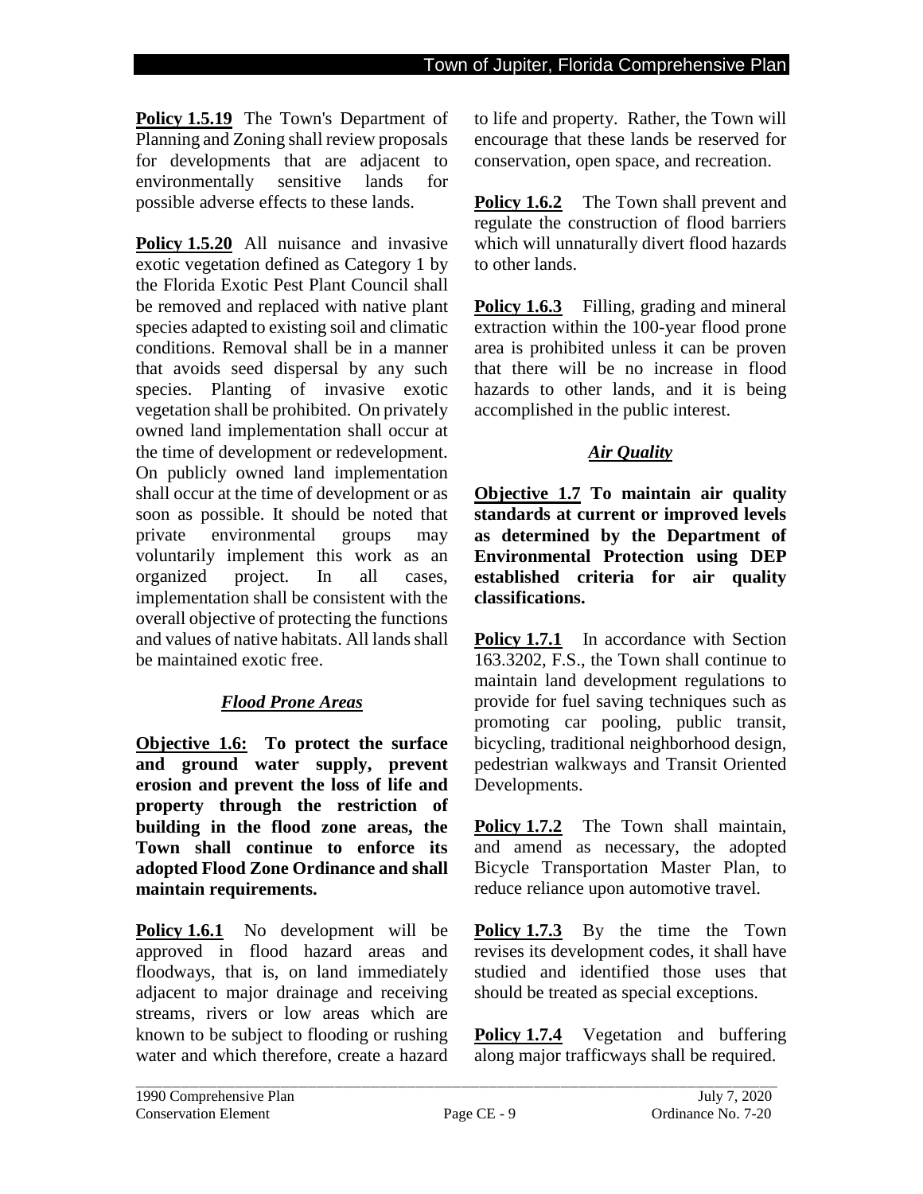**Policy 1.5.19** The Town's Department of Planning and Zoning shall review proposals for developments that are adjacent to environmentally sensitive lands for possible adverse effects to these lands.

**Policy 1.5.20** All nuisance and invasive exotic vegetation defined as Category 1 by the Florida Exotic Pest Plant Council shall be removed and replaced with native plant species adapted to existing soil and climatic conditions. Removal shall be in a manner that avoids seed dispersal by any such species. Planting of invasive exotic vegetation shall be prohibited. On privately owned land implementation shall occur at the time of development or redevelopment. On publicly owned land implementation shall occur at the time of development or as soon as possible. It should be noted that private environmental groups may voluntarily implement this work as an organized project. In all cases, implementation shall be consistent with the overall objective of protecting the functions and values of native habitats. All lands shall be maintained exotic free.

### *Flood Prone Areas*

**Objective 1.6: To protect the surface and ground water supply, prevent erosion and prevent the loss of life and property through the restriction of building in the flood zone areas, the Town shall continue to enforce its adopted Flood Zone Ordinance and shall maintain requirements.**

**Policy 1.6.1** No development will be approved in flood hazard areas and floodways, that is, on land immediately adjacent to major drainage and receiving streams, rivers or low areas which are known to be subject to flooding or rushing water and which therefore, create a hazard to life and property. Rather, the Town will encourage that these lands be reserved for conservation, open space, and recreation.

**Policy 1.6.2** The Town shall prevent and regulate the construction of flood barriers which will unnaturally divert flood hazards to other lands.

**Policy 1.6.3** Filling, grading and mineral extraction within the 100-year flood prone area is prohibited unless it can be proven that there will be no increase in flood hazards to other lands, and it is being accomplished in the public interest.

### *Air Quality*

**Objective 1.7 To maintain air quality standards at current or improved levels as determined by the Department of Environmental Protection using DEP established criteria for air quality classifications.**

**Policy 1.7.1** In accordance with Section 163.3202, F.S., the Town shall continue to maintain land development regulations to provide for fuel saving techniques such as promoting car pooling, public transit, bicycling, traditional neighborhood design, pedestrian walkways and Transit Oriented Developments.

**Policy 1.7.2** The Town shall maintain, and amend as necessary, the adopted Bicycle Transportation Master Plan, to reduce reliance upon automotive travel.

**Policy 1.7.3** By the time the Town revises its development codes, it shall have studied and identified those uses that should be treated as special exceptions.

**Policy 1.7.4** Vegetation and buffering along major trafficways shall be required.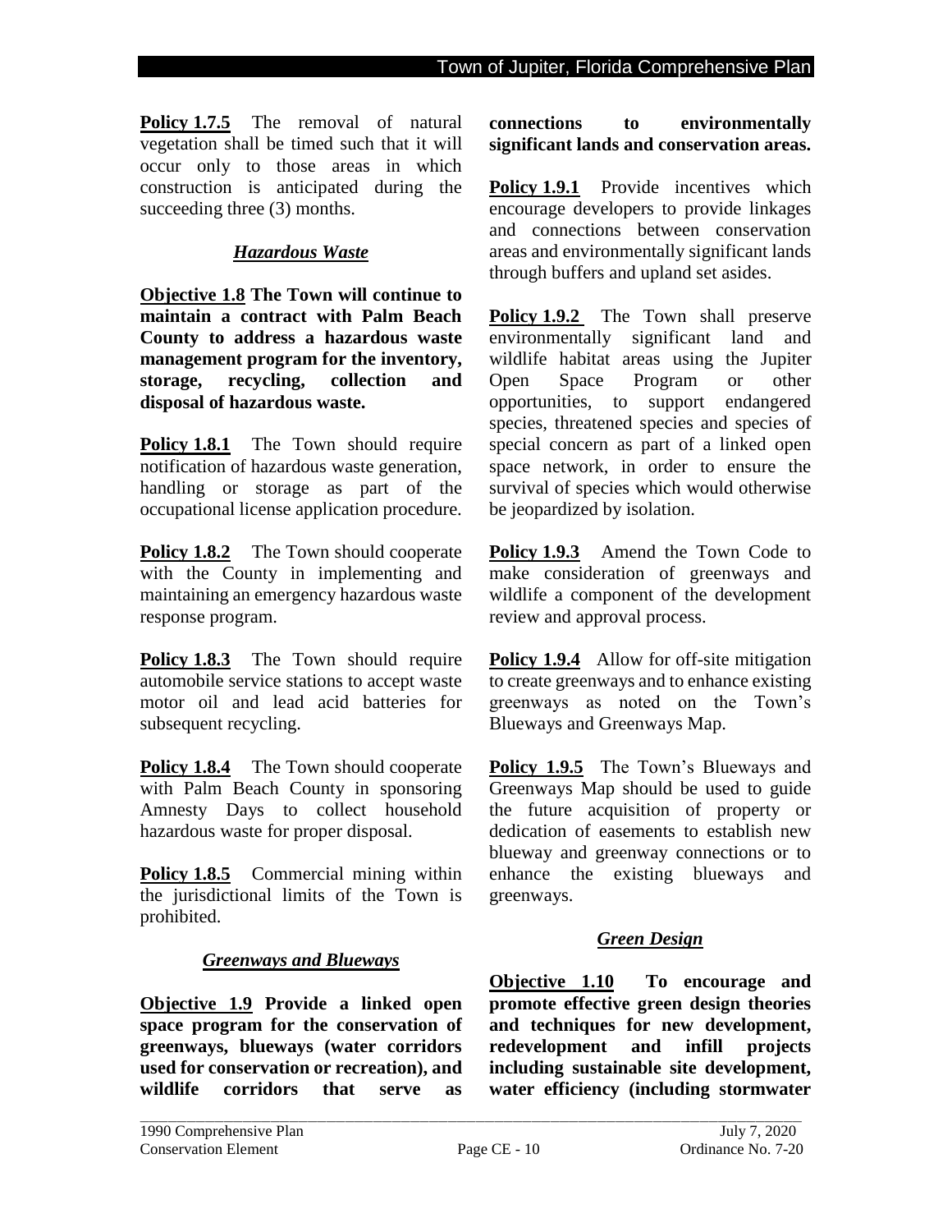**Policy 1.7.5** The removal of natural vegetation shall be timed such that it will occur only to those areas in which construction is anticipated during the succeeding three (3) months.

### *Hazardous Waste*

**Objective 1.8 The Town will continue to maintain a contract with Palm Beach County to address a hazardous waste management program for the inventory, storage, recycling, collection and disposal of hazardous waste.**

**Policy 1.8.1** The Town should require notification of hazardous waste generation, handling or storage as part of the occupational license application procedure.

**Policy 1.8.2** The Town should cooperate with the County in implementing and maintaining an emergency hazardous waste response program.

**Policy 1.8.3** The Town should require automobile service stations to accept waste motor oil and lead acid batteries for subsequent recycling.

**Policy 1.8.4** The Town should cooperate with Palm Beach County in sponsoring Amnesty Days to collect household hazardous waste for proper disposal.

**Policy 1.8.5** Commercial mining within the jurisdictional limits of the Town is prohibited.

### *Greenways and Blueways*

**Objective 1.9 Provide a linked open space program for the conservation of greenways, blueways (water corridors used for conservation or recreation), and wildlife corridors that serve as connections to environmentally significant lands and conservation areas.**

**Policy 1.9.1** Provide incentives which encourage developers to provide linkages and connections between conservation areas and environmentally significant lands through buffers and upland set asides.

**Policy 1.9.2** The Town shall preserve environmentally significant land and wildlife habitat areas using the Jupiter Open Space Program or other opportunities, to support endangered species, threatened species and species of special concern as part of a linked open space network, in order to ensure the survival of species which would otherwise be jeopardized by isolation.

**Policy 1.9.3** Amend the Town Code to make consideration of greenways and wildlife a component of the development review and approval process.

**Policy 1.9.4** Allow for off-site mitigation to create greenways and to enhance existing greenways as noted on the Town's Blueways and Greenways Map.

**Policy 1.9.5** The Town's Blueways and Greenways Map should be used to guide the future acquisition of property or dedication of easements to establish new blueway and greenway connections or to enhance the existing blueways and greenways.

### *Green Design*

**Objective 1.10 To encourage and promote effective green design theories and techniques for new development, redevelopment and infill projects including sustainable site development, water efficiency (including stormwater**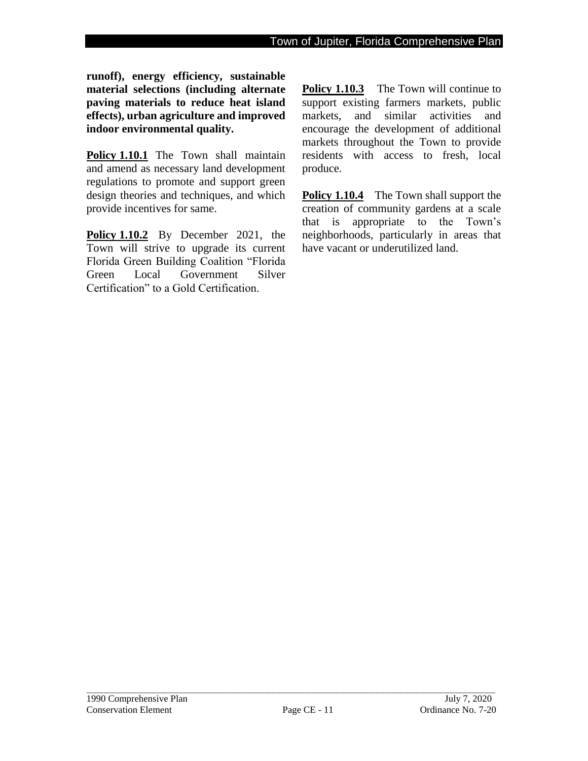**runoff), energy efficiency, sustainable material selections (including alternate paving materials to reduce heat island effects), urban agriculture and improved indoor environmental quality.**

**Policy 1.10.1** The Town shall maintain and amend as necessary land development regulations to promote and support green design theories and techniques, and which provide incentives for same.

**Policy 1.10.2** By December 2021, the Town will strive to upgrade its current Florida Green Building Coalition "Florida Green Local Government Silver Certification" to a Gold Certification.

**Policy 1.10.3** The Town will continue to support existing farmers markets, public markets, and similar activities and encourage the development of additional markets throughout the Town to provide residents with access to fresh, local produce.

**Policy 1.10.4** The Town shall support the creation of community gardens at a scale that is appropriate to the Town's neighborhoods, particularly in areas that have vacant or underutilized land.